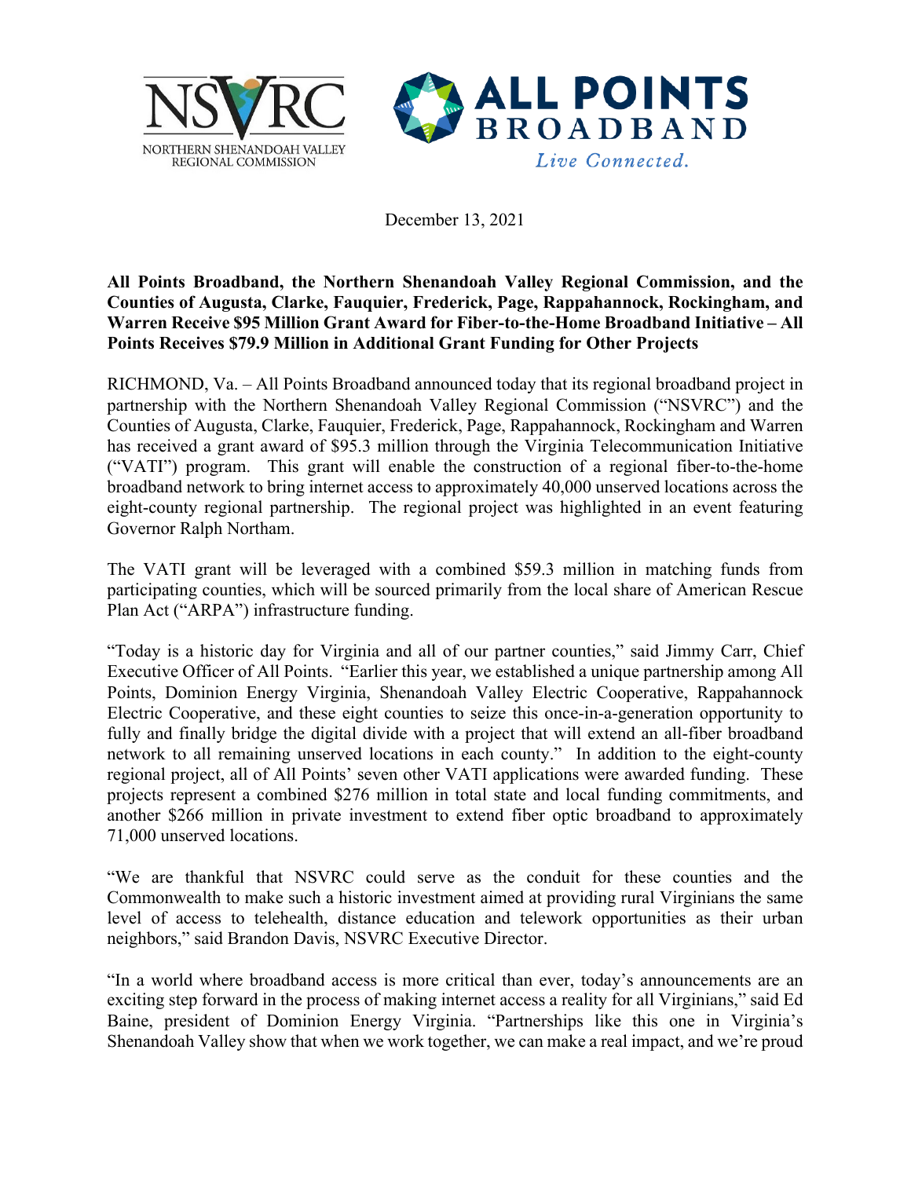NSVRC — NORTHERN SHENANDOAH VALLEY REGIONAL COMMISSION

ALL POINTS BROADBAND — *Live Connected.*

December 13, 2021

**All Points Broadband, the Northern Shenandoah Valley Regional Commission, and the Counties of Augusta, Clarke, Fauquier, Frederick, Page, Rappahannock, Rockingham, and Warren Receive $95 Million Grant Award for Fiber-to-the-Home Broadband Initiative – All Points Receives $79.9 Million in Additional Grant Funding for Other Projects**

RICHMOND, Va. – All Points Broadband announced today that its regional broadband project in partnership with the Northern Shenandoah Valley Regional Commission ("NSVRC") and the Counties of Augusta, Clarke, Fauquier, Frederick, Page, Rappahannock, Rockingham and Warren has received a grant award of $95.3 million through the Virginia Telecommunication Initiative ("VATI") program. This grant will enable the construction of a regional fiber-to-the-home broadband network to bring internet access to approximately 40,000 unserved locations across the eight-county regional partnership. The regional project was highlighted in an event featuring Governor Ralph Northam.

The VATI grant will be leveraged with a combined $59.3 million in matching funds from participating counties, which will be sourced primarily from the local share of American Rescue Plan Act ("ARPA") infrastructure funding.

"Today is a historic day for Virginia and all of our partner counties," said Jimmy Carr, Chief Executive Officer of All Points. "Earlier this year, we established a unique partnership among All Points, Dominion Energy Virginia, Shenandoah Valley Electric Cooperative, Rappahannock Electric Cooperative, and these eight counties to seize this once-in-a-generation opportunity to fully and finally bridge the digital divide with a project that will extend an all-fiber broadband network to all remaining unserved locations in each county." In addition to the eight-county regional project, all of All Points' seven other VATI applications were awarded funding. These projects represent a combined $276 million in total state and local funding commitments, and another $266 million in private investment to extend fiber optic broadband to approximately 71,000 unserved locations.

"We are thankful that NSVRC could serve as the conduit for these counties and the Commonwealth to make such a historic investment aimed at providing rural Virginians the same level of access to telehealth, distance education and telework opportunities as their urban neighbors," said Brandon Davis, NSVRC Executive Director.

"In a world where broadband access is more critical than ever, today's announcements are an exciting step forward in the process of making internet access a reality for all Virginians," said Ed Baine, president of Dominion Energy Virginia. "Partnerships like this one in Virginia's Shenandoah Valley show that when we work together, we can make a real impact, and we're proud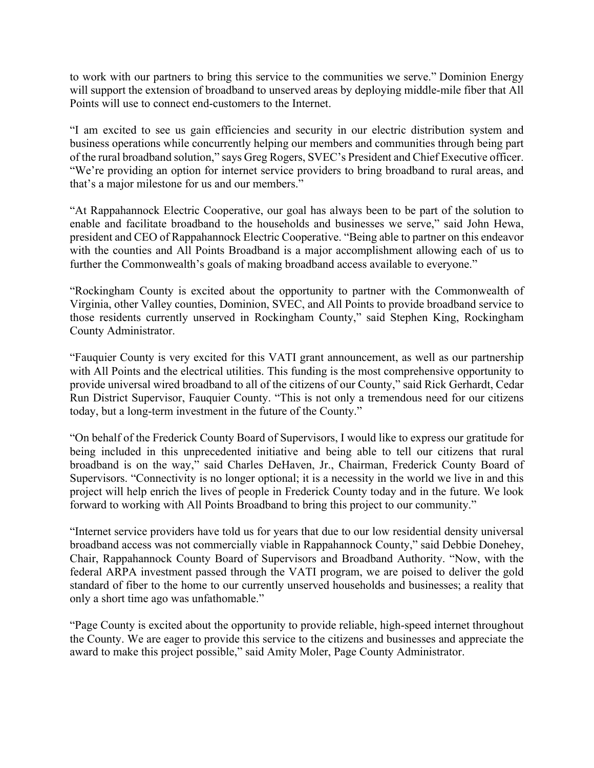to work with our partners to bring this service to the communities we serve." Dominion Energy will support the extension of broadband to unserved areas by deploying middle-mile fiber that All Points will use to connect end-customers to the Internet.

"I am excited to see us gain efficiencies and security in our electric distribution system and business operations while concurrently helping our members and communities through being part of the rural broadband solution," says Greg Rogers, SVEC's President and Chief Executive officer. "We're providing an option for internet service providers to bring broadband to rural areas, and that's a major milestone for us and our members."

"At Rappahannock Electric Cooperative, our goal has always been to be part of the solution to enable and facilitate broadband to the households and businesses we serve," said John Hewa, president and CEO of Rappahannock Electric Cooperative. "Being able to partner on this endeavor with the counties and All Points Broadband is a major accomplishment allowing each of us to further the Commonwealth's goals of making broadband access available to everyone."

"Rockingham County is excited about the opportunity to partner with the Commonwealth of Virginia, other Valley counties, Dominion, SVEC, and All Points to provide broadband service to those residents currently unserved in Rockingham County," said Stephen King, Rockingham County Administrator.

"Fauquier County is very excited for this VATI grant announcement, as well as our partnership with All Points and the electrical utilities. This funding is the most comprehensive opportunity to provide universal wired broadband to all of the citizens of our County," said Rick Gerhardt, Cedar Run District Supervisor, Fauquier County. "This is not only a tremendous need for our citizens today, but a long-term investment in the future of the County."

"On behalf of the Frederick County Board of Supervisors, I would like to express our gratitude for being included in this unprecedented initiative and being able to tell our citizens that rural broadband is on the way," said Charles DeHaven, Jr., Chairman, Frederick County Board of Supervisors. "Connectivity is no longer optional; it is a necessity in the world we live in and this project will help enrich the lives of people in Frederick County today and in the future. We look forward to working with All Points Broadband to bring this project to our community."

"Internet service providers have told us for years that due to our low residential density universal broadband access was not commercially viable in Rappahannock County," said Debbie Donehey, Chair, Rappahannock County Board of Supervisors and Broadband Authority. "Now, with the federal ARPA investment passed through the VATI program, we are poised to deliver the gold standard of fiber to the home to our currently unserved households and businesses; a reality that only a short time ago was unfathomable."

"Page County is excited about the opportunity to provide reliable, high-speed internet throughout the County. We are eager to provide this service to the citizens and businesses and appreciate the award to make this project possible," said Amity Moler, Page County Administrator.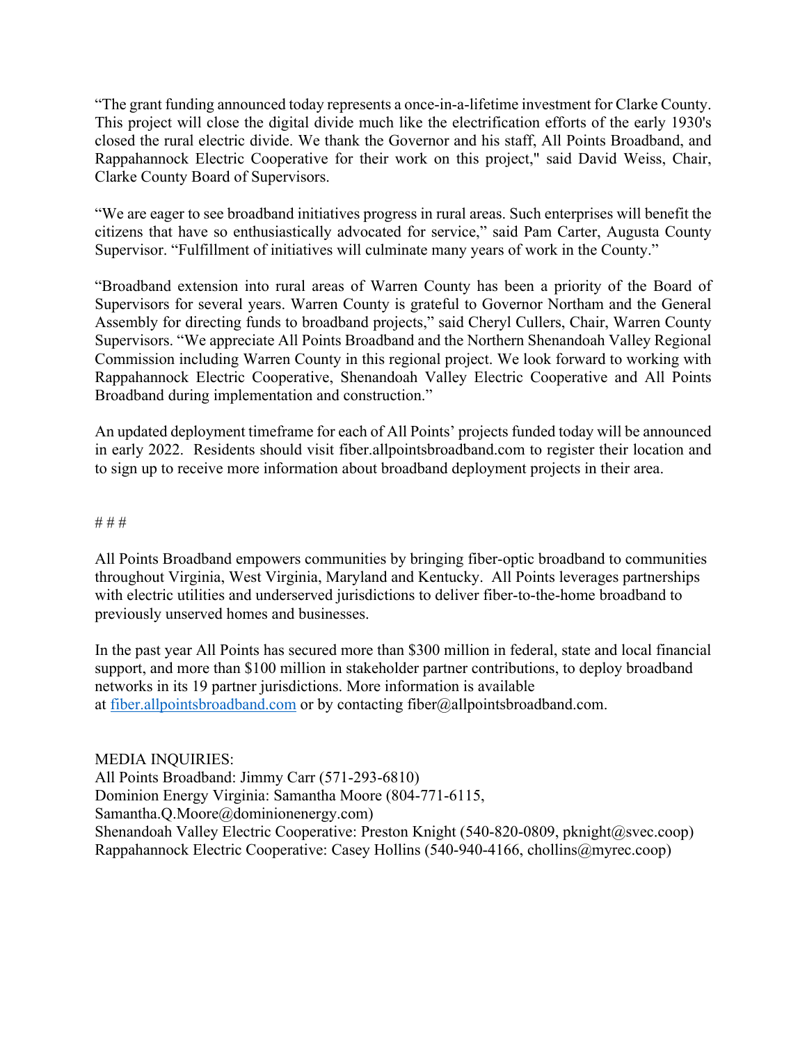"The grant funding announced today represents a once-in-a-lifetime investment for Clarke County. This project will close the digital divide much like the electrification efforts of the early 1930's closed the rural electric divide. We thank the Governor and his staff, All Points Broadband, and Rappahannock Electric Cooperative for their work on this project," said David Weiss, Chair, Clarke County Board of Supervisors.

"We are eager to see broadband initiatives progress in rural areas. Such enterprises will benefit the citizens that have so enthusiastically advocated for service," said Pam Carter, Augusta County Supervisor. "Fulfillment of initiatives will culminate many years of work in the County."

"Broadband extension into rural areas of Warren County has been a priority of the Board of Supervisors for several years. Warren County is grateful to Governor Northam and the General Assembly for directing funds to broadband projects," said Cheryl Cullers, Chair, Warren County Supervisors. "We appreciate All Points Broadband and the Northern Shenandoah Valley Regional Commission including Warren County in this regional project. We look forward to working with Rappahannock Electric Cooperative, Shenandoah Valley Electric Cooperative and All Points Broadband during implementation and construction."

An updated deployment timeframe for each of All Points' projects funded today will be announced in early 2022. Residents should visit fiber.allpointsbroadband.com to register their location and to sign up to receive more information about broadband deployment projects in their area.

# # #

All Points Broadband empowers communities by bringing fiber-optic broadband to communities throughout Virginia, West Virginia, Maryland and Kentucky. All Points leverages partnerships with electric utilities and underserved jurisdictions to deliver fiber-to-the-home broadband to previously unserved homes and businesses.

In the past year All Points has secured more than $300 million in federal, state and local financial support, and more than $100 million in stakeholder partner contributions, to deploy broadband networks in its 19 partner jurisdictions. More information is available at [fiber.allpointsbroadband.com](fiber.allpointsbroadband.com) or by contacting fiber@allpointsbroadband.com.

MEDIA INQUIRIES:
All Points Broadband: Jimmy Carr (571-293-6810)
Dominion Energy Virginia: Samantha Moore (804-771-6115, Samantha.Q.Moore@dominionenergy.com)
Shenandoah Valley Electric Cooperative: Preston Knight (540-820-0809, pknight@svec.coop)
Rappahannock Electric Cooperative: Casey Hollins (540-940-4166, chollins@myrec.coop)